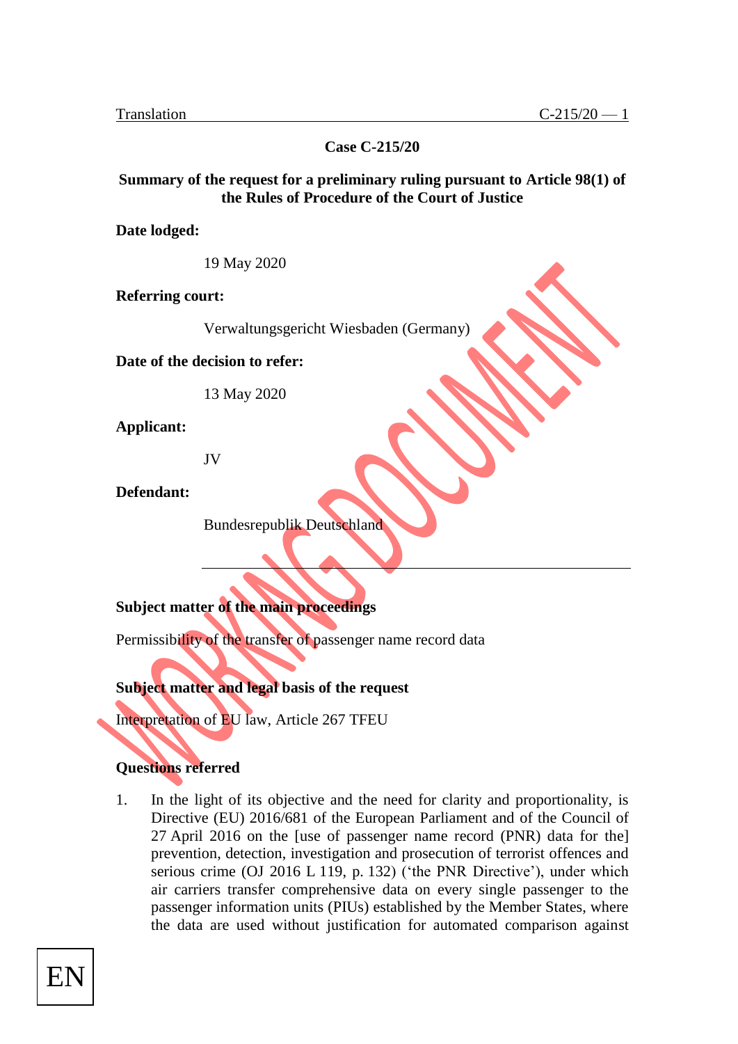Translation

**Case C-215/20**

**Summary of the request for a preliminary ruling pursuant to Article 98(1) of the Rules of Procedure of the Court of Justice**

**Date lodged:**

19 May 2020

**Referring court:**

Verwaltungsgericht Wiesbaden (Germany)

**Date of the decision to refer:**

13 May 2020

**Applicant:**

JV

**Defendant:**

Bundesrepublik Deutschland

---

**Subject matter of the main proceedings**

Permissibility of the transfer of passenger name record data

**Subject matter and legal basis of the request**

Interpretation of EU law, Article 267 TFEU

**Questions referred**

1. In the light of its objective and the need for clarity and proportionality, is Directive (EU) 2016/681 of the European Parliament and of the Council of 27 April 2016 on the [use of passenger name record (PNR) data for the] prevention, detection, investigation and prosecution of terrorist offences and serious crime (OJ 2016 L 119, p. 132) ('the PNR Directive'), under which air carriers transfer comprehensive data on every single passenger to the passenger information units (PIUs) established by the Member States, where the data are used without justification for automated comparison against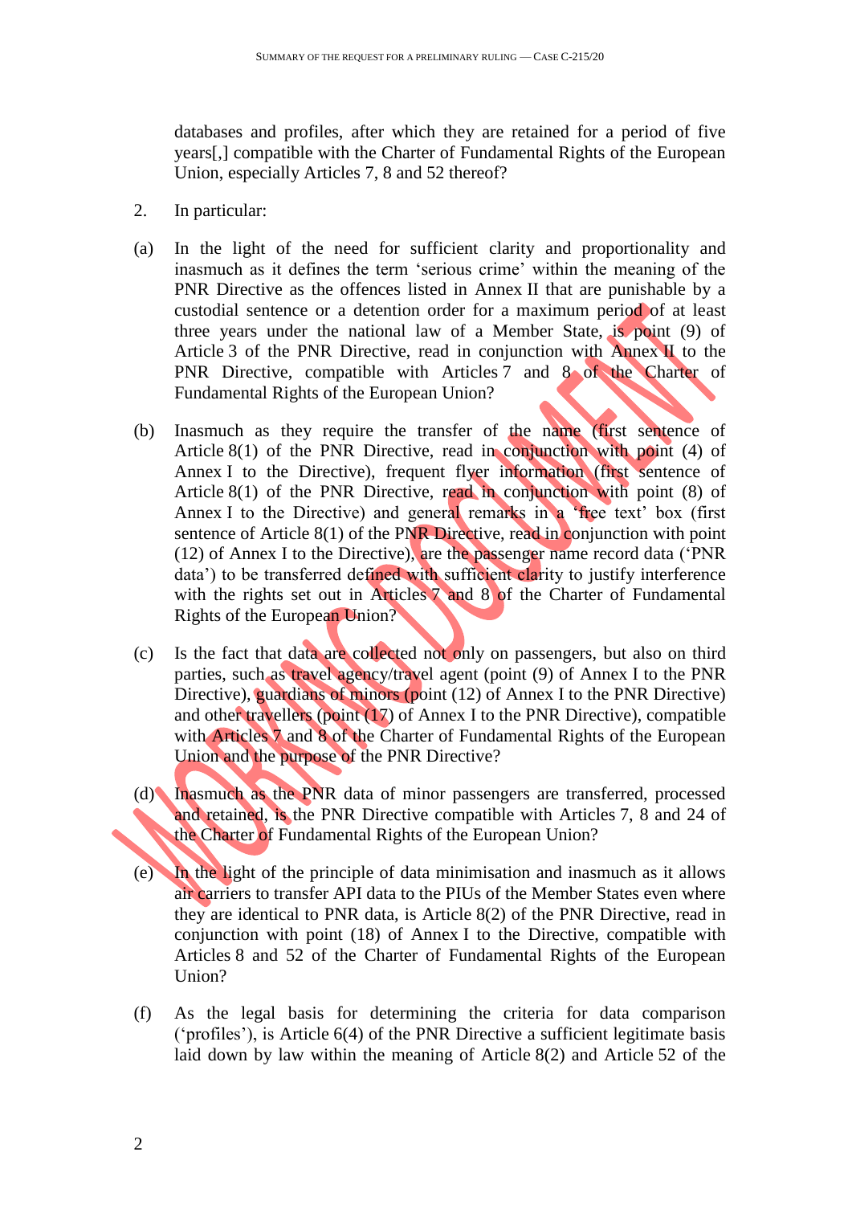databases and profiles, after which they are retained for a period of five years[,] compatible with the Charter of Fundamental Rights of the European Union, especially Articles 7, 8 and 52 thereof?

2. In particular:

(a) In the light of the need for sufficient clarity and proportionality and inasmuch as it defines the term 'serious crime' within the meaning of the PNR Directive as the offences listed in Annex II that are punishable by a custodial sentence or a detention order for a maximum period of at least three years under the national law of a Member State, is point (9) of Article 3 of the PNR Directive, read in conjunction with Annex II to the PNR Directive, compatible with Articles 7 and 8 of the Charter of Fundamental Rights of the European Union?

(b) Inasmuch as they require the transfer of the name (first sentence of Article 8(1) of the PNR Directive, read in conjunction with point (4) of Annex I to the Directive), frequent flyer information (first sentence of Article 8(1) of the PNR Directive, read in conjunction with point (8) of Annex I to the Directive) and general remarks in a 'free text' box (first sentence of Article 8(1) of the PNR Directive, read in conjunction with point (12) of Annex I to the Directive), are the passenger name record data ('PNR data') to be transferred defined with sufficient clarity to justify interference with the rights set out in Articles 7 and 8 of the Charter of Fundamental Rights of the European Union?

(c) Is the fact that data are collected not only on passengers, but also on third parties, such as travel agency/travel agent (point (9) of Annex I to the PNR Directive), guardians of minors (point (12) of Annex I to the PNR Directive) and other travellers (point (17) of Annex I to the PNR Directive), compatible with Articles 7 and 8 of the Charter of Fundamental Rights of the European Union and the purpose of the PNR Directive?

(d) Inasmuch as the PNR data of minor passengers are transferred, processed and retained, is the PNR Directive compatible with Articles 7, 8 and 24 of the Charter of Fundamental Rights of the European Union?

(e) In the light of the principle of data minimisation and inasmuch as it allows air carriers to transfer API data to the PIUs of the Member States even where they are identical to PNR data, is Article 8(2) of the PNR Directive, read in conjunction with point (18) of Annex I to the Directive, compatible with Articles 8 and 52 of the Charter of Fundamental Rights of the European Union?

(f) As the legal basis for determining the criteria for data comparison ('profiles'), is Article 6(4) of the PNR Directive a sufficient legitimate basis laid down by law within the meaning of Article 8(2) and Article 52 of the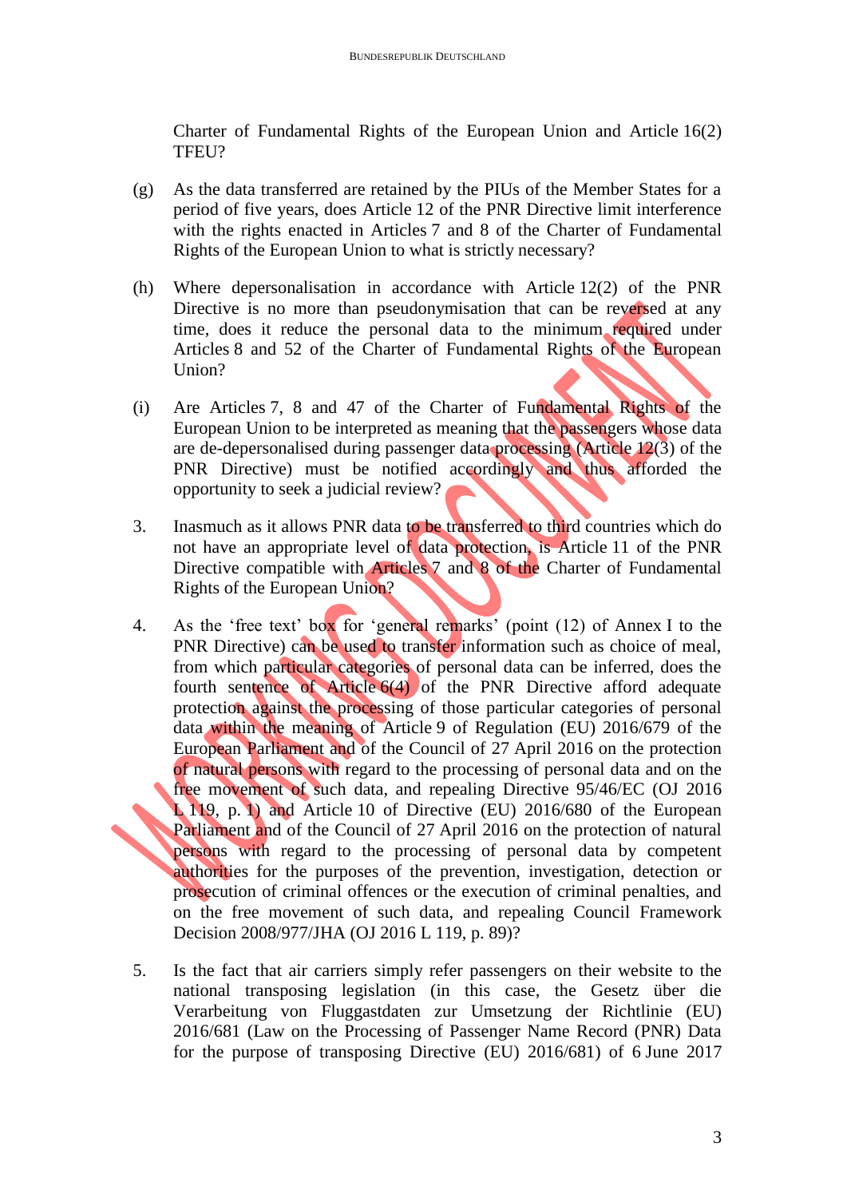Charter of Fundamental Rights of the European Union and Article 16(2) TFEU?

(g) As the data transferred are retained by the PIUs of the Member States for a period of five years, does Article 12 of the PNR Directive limit interference with the rights enacted in Articles 7 and 8 of the Charter of Fundamental Rights of the European Union to what is strictly necessary?

(h) Where depersonalisation in accordance with Article 12(2) of the PNR Directive is no more than pseudonymisation that can be reversed at any time, does it reduce the personal data to the minimum required under Articles 8 and 52 of the Charter of Fundamental Rights of the European Union?

(i) Are Articles 7, 8 and 47 of the Charter of Fundamental Rights of the European Union to be interpreted as meaning that the passengers whose data are de-depersonalised during passenger data processing (Article 12(3) of the PNR Directive) must be notified accordingly and thus afforded the opportunity to seek a judicial review?

3. Inasmuch as it allows PNR data to be transferred to third countries which do not have an appropriate level of data protection, is Article 11 of the PNR Directive compatible with Articles 7 and 8 of the Charter of Fundamental Rights of the European Union?

4. As the 'free text' box for 'general remarks' (point (12) of Annex I to the PNR Directive) can be used to transfer information such as choice of meal, from which particular categories of personal data can be inferred, does the fourth sentence of Article 6(4) of the PNR Directive afford adequate protection against the processing of those particular categories of personal data within the meaning of Article 9 of Regulation (EU) 2016/679 of the European Parliament and of the Council of 27 April 2016 on the protection of natural persons with regard to the processing of personal data and on the free movement of such data, and repealing Directive 95/46/EC (OJ 2016 L 119, p. 1) and Article 10 of Directive (EU) 2016/680 of the European Parliament and of the Council of 27 April 2016 on the protection of natural persons with regard to the processing of personal data by competent authorities for the purposes of the prevention, investigation, detection or prosecution of criminal offences or the execution of criminal penalties, and on the free movement of such data, and repealing Council Framework Decision 2008/977/JHA (OJ 2016 L 119, p. 89)?

5. Is the fact that air carriers simply refer passengers on their website to the national transposing legislation (in this case, the Gesetz über die Verarbeitung von Fluggastdaten zur Umsetzung der Richtlinie (EU) 2016/681 (Law on the Processing of Passenger Name Record (PNR) Data for the purpose of transposing Directive (EU) 2016/681) of 6 June 2017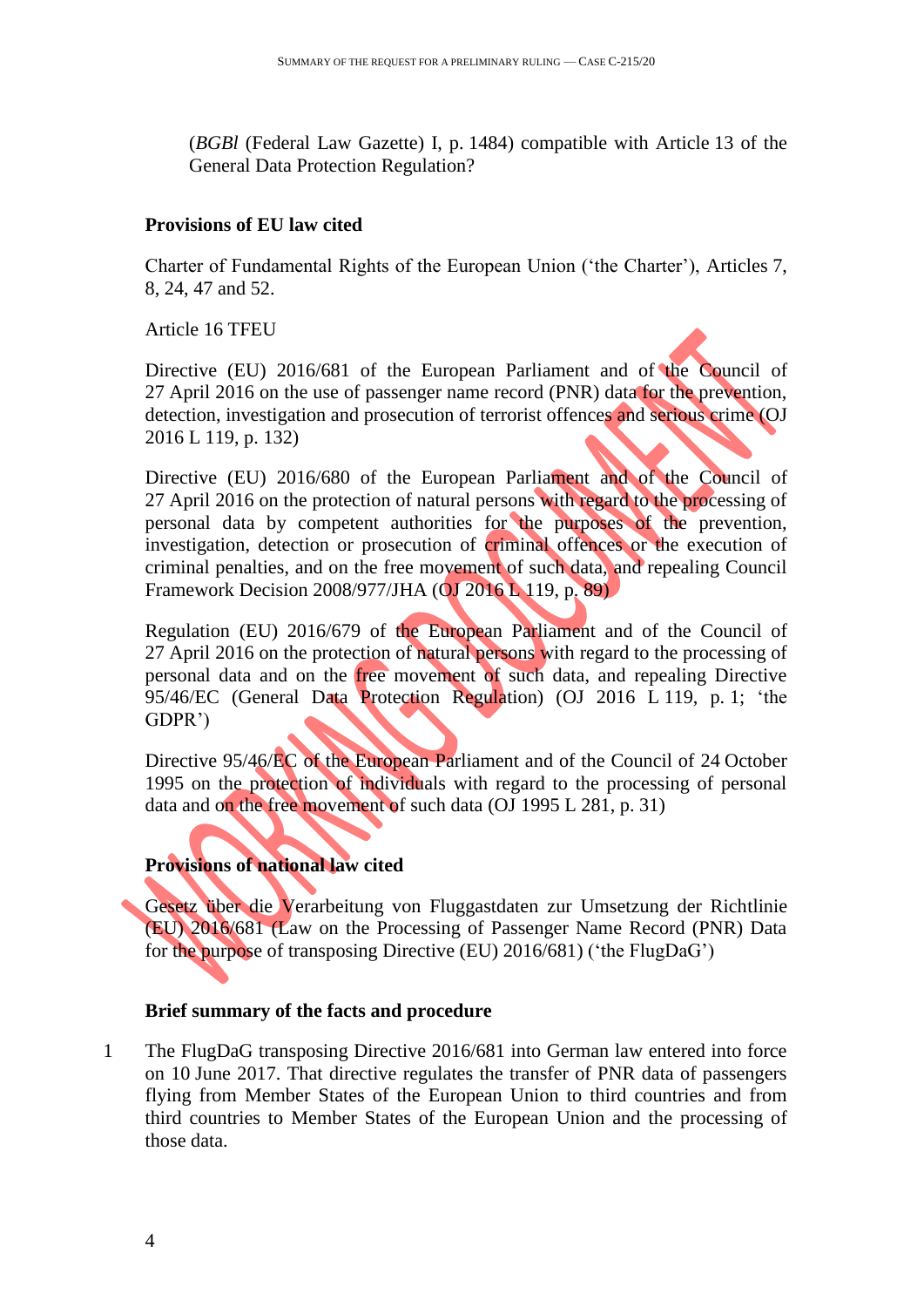(*BGBl* (Federal Law Gazette) I, p. 1484) compatible with Article 13 of the General Data Protection Regulation?

**Provisions of EU law cited**

Charter of Fundamental Rights of the European Union ('the Charter'), Articles 7, 8, 24, 47 and 52.

Article 16 TFEU

Directive (EU) 2016/681 of the European Parliament and of the Council of 27 April 2016 on the use of passenger name record (PNR) data for the prevention, detection, investigation and prosecution of terrorist offences and serious crime (OJ 2016 L 119, p. 132)

Directive (EU) 2016/680 of the European Parliament and of the Council of 27 April 2016 on the protection of natural persons with regard to the processing of personal data by competent authorities for the purposes of the prevention, investigation, detection or prosecution of criminal offences or the execution of criminal penalties, and on the free movement of such data, and repealing Council Framework Decision 2008/977/JHA (OJ 2016 L 119, p. 89)

Regulation (EU) 2016/679 of the European Parliament and of the Council of 27 April 2016 on the protection of natural persons with regard to the processing of personal data and on the free movement of such data, and repealing Directive 95/46/EC (General Data Protection Regulation) (OJ 2016 L 119, p. 1; 'the GDPR')

Directive 95/46/EC of the European Parliament and of the Council of 24 October 1995 on the protection of individuals with regard to the processing of personal data and on the free movement of such data (OJ 1995 L 281, p. 31)

**Provisions of national law cited**

Gesetz über die Verarbeitung von Fluggastdaten zur Umsetzung der Richtlinie (EU) 2016/681 (Law on the Processing of Passenger Name Record (PNR) Data for the purpose of transposing Directive (EU) 2016/681) ('the FlugDaG')

**Brief summary of the facts and procedure**

1 The FlugDaG transposing Directive 2016/681 into German law entered into force on 10 June 2017. That directive regulates the transfer of PNR data of passengers flying from Member States of the European Union to third countries and from third countries to Member States of the European Union and the processing of those data.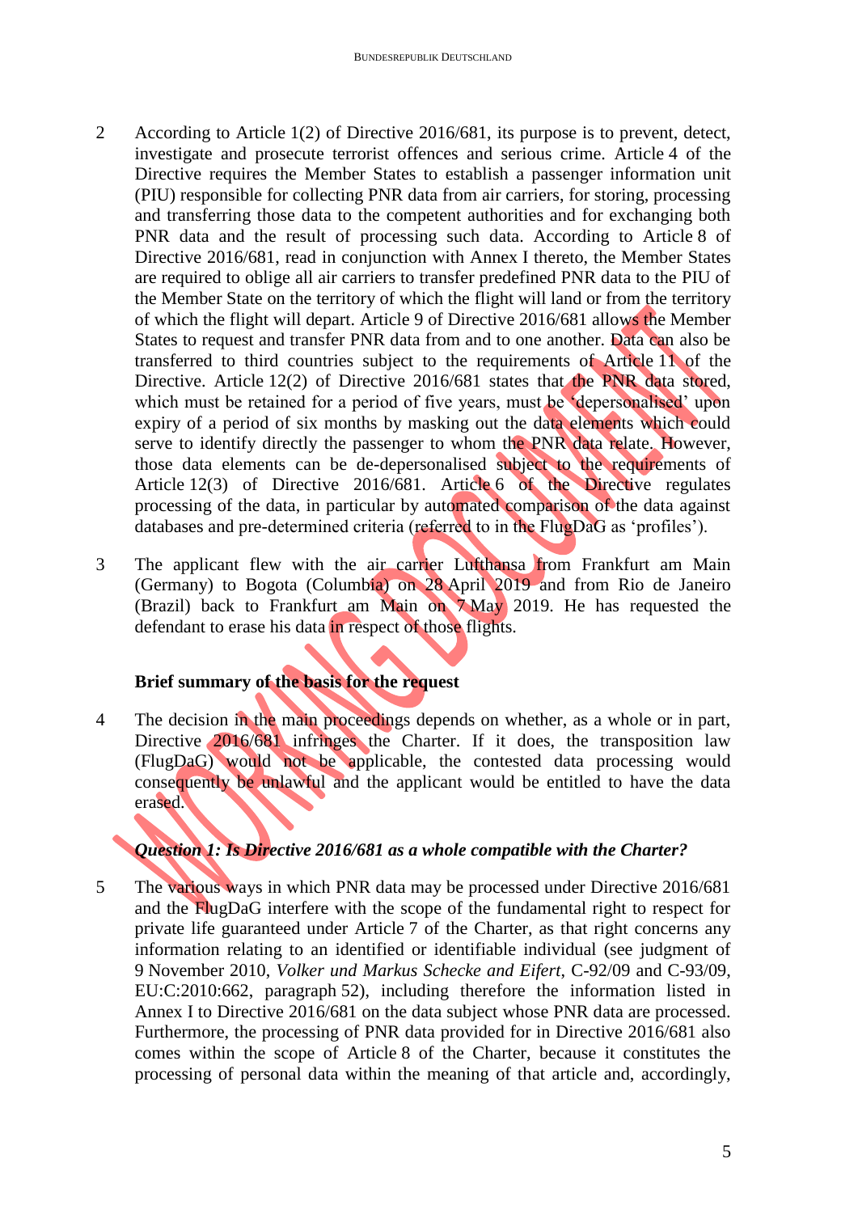2 According to Article 1(2) of Directive 2016/681, its purpose is to prevent, detect, investigate and prosecute terrorist offences and serious crime. Article 4 of the Directive requires the Member States to establish a passenger information unit (PIU) responsible for collecting PNR data from air carriers, for storing, processing and transferring those data to the competent authorities and for exchanging both PNR data and the result of processing such data. According to Article 8 of Directive 2016/681, read in conjunction with Annex I thereto, the Member States are required to oblige all air carriers to transfer predefined PNR data to the PIU of the Member State on the territory of which the flight will land or from the territory of which the flight will depart. Article 9 of Directive 2016/681 allows the Member States to request and transfer PNR data from and to one another. Data can also be transferred to third countries subject to the requirements of Article 11 of the Directive. Article 12(2) of Directive 2016/681 states that the PNR data stored, which must be retained for a period of five years, must be 'depersonalised' upon expiry of a period of six months by masking out the data elements which could serve to identify directly the passenger to whom the PNR data relate. However, those data elements can be de-depersonalised subject to the requirements of Article 12(3) of Directive 2016/681. Article 6 of the Directive regulates processing of the data, in particular by automated comparison of the data against databases and pre-determined criteria (referred to in the FlugDaG as 'profiles').

3 The applicant flew with the air carrier Lufthansa from Frankfurt am Main (Germany) to Bogota (Columbia) on 28 April 2019 and from Rio de Janeiro (Brazil) back to Frankfurt am Main on 7 May 2019. He has requested the defendant to erase his data in respect of those flights.

**Brief summary of the basis for the request**

4 The decision in the main proceedings depends on whether, as a whole or in part, Directive 2016/681 infringes the Charter. If it does, the transposition law (FlugDaG) would not be applicable, the contested data processing would consequently be unlawful and the applicant would be entitled to have the data erased.

***Question 1: Is Directive 2016/681 as a whole compatible with the Charter?***

5 The various ways in which PNR data may be processed under Directive 2016/681 and the FlugDaG interfere with the scope of the fundamental right to respect for private life guaranteed under Article 7 of the Charter, as that right concerns any information relating to an identified or identifiable individual (see judgment of 9 November 2010, *Volker und Markus Schecke and Eifert*, C-92/09 and C-93/09, EU:C:2010:662, paragraph 52), including therefore the information listed in Annex I to Directive 2016/681 on the data subject whose PNR data are processed. Furthermore, the processing of PNR data provided for in Directive 2016/681 also comes within the scope of Article 8 of the Charter, because it constitutes the processing of personal data within the meaning of that article and, accordingly,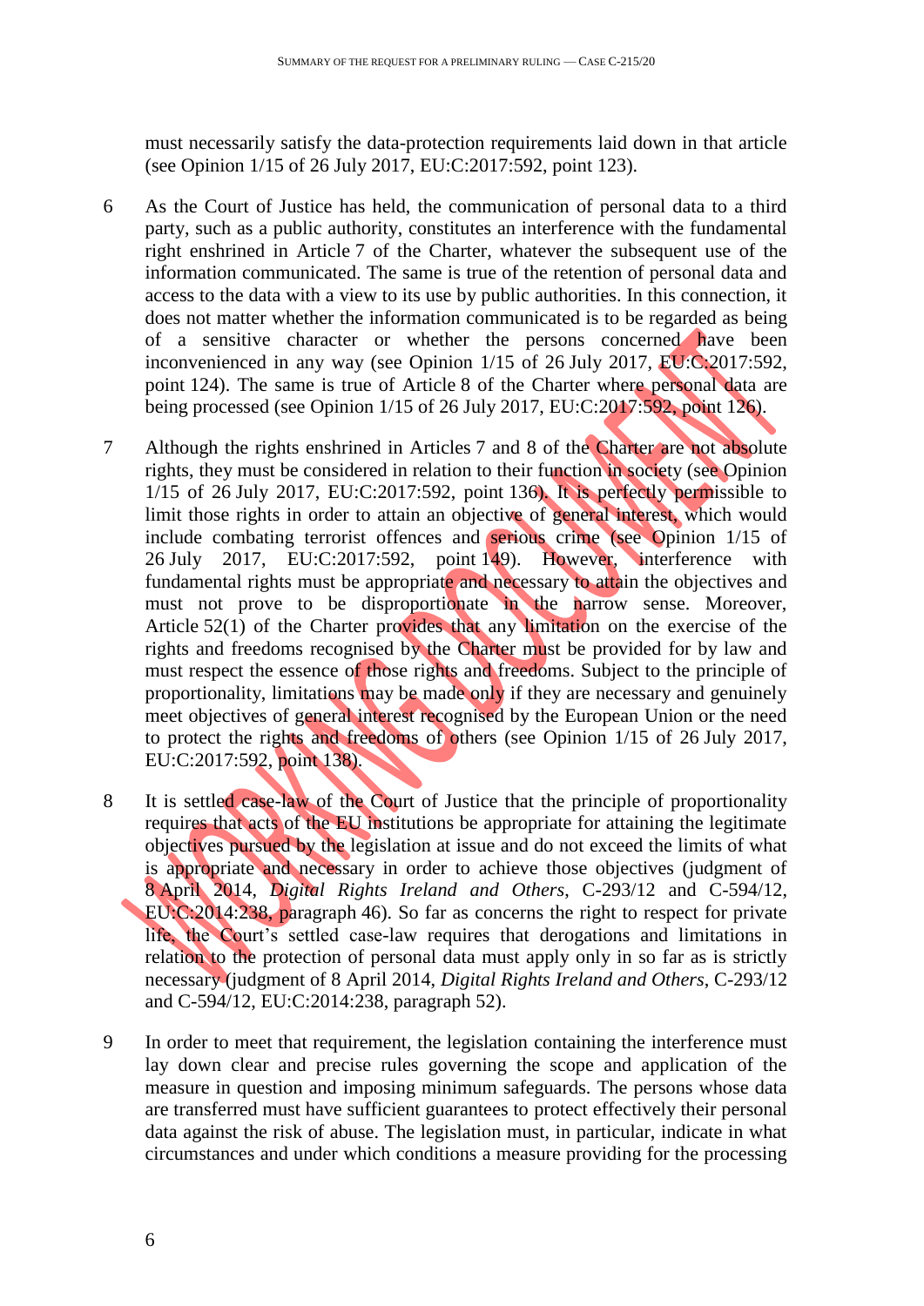must necessarily satisfy the data-protection requirements laid down in that article (see Opinion 1/15 of 26 July 2017, EU:C:2017:592, point 123).

6 As the Court of Justice has held, the communication of personal data to a third party, such as a public authority, constitutes an interference with the fundamental right enshrined in Article 7 of the Charter, whatever the subsequent use of the information communicated. The same is true of the retention of personal data and access to the data with a view to its use by public authorities. In this connection, it does not matter whether the information communicated is to be regarded as being of a sensitive character or whether the persons concerned have been inconvenienced in any way (see Opinion 1/15 of 26 July 2017, EU:C:2017:592, point 124). The same is true of Article 8 of the Charter where personal data are being processed (see Opinion 1/15 of 26 July 2017, EU:C:2017:592, point 126).

7 Although the rights enshrined in Articles 7 and 8 of the Charter are not absolute rights, they must be considered in relation to their function in society (see Opinion 1/15 of 26 July 2017, EU:C:2017:592, point 136). It is perfectly permissible to limit those rights in order to attain an objective of general interest, which would include combating terrorist offences and serious crime (see Opinion 1/15 of 26 July 2017, EU:C:2017:592, point 149). However, interference with fundamental rights must be appropriate and necessary to attain the objectives and must not prove to be disproportionate in the narrow sense. Moreover, Article 52(1) of the Charter provides that any limitation on the exercise of the rights and freedoms recognised by the Charter must be provided for by law and must respect the essence of those rights and freedoms. Subject to the principle of proportionality, limitations may be made only if they are necessary and genuinely meet objectives of general interest recognised by the European Union or the need to protect the rights and freedoms of others (see Opinion 1/15 of 26 July 2017, EU:C:2017:592, point 138).

8 It is settled case-law of the Court of Justice that the principle of proportionality requires that acts of the EU institutions be appropriate for attaining the legitimate objectives pursued by the legislation at issue and do not exceed the limits of what is appropriate and necessary in order to achieve those objectives (judgment of 8 April 2014, *Digital Rights Ireland and Others*, C-293/12 and C-594/12, EU:C:2014:238, paragraph 46). So far as concerns the right to respect for private life, the Court's settled case-law requires that derogations and limitations in relation to the protection of personal data must apply only in so far as is strictly necessary (judgment of 8 April 2014, *Digital Rights Ireland and Others*, C-293/12 and C-594/12, EU:C:2014:238, paragraph 52).

9 In order to meet that requirement, the legislation containing the interference must lay down clear and precise rules governing the scope and application of the measure in question and imposing minimum safeguards. The persons whose data are transferred must have sufficient guarantees to protect effectively their personal data against the risk of abuse. The legislation must, in particular, indicate in what circumstances and under which conditions a measure providing for the processing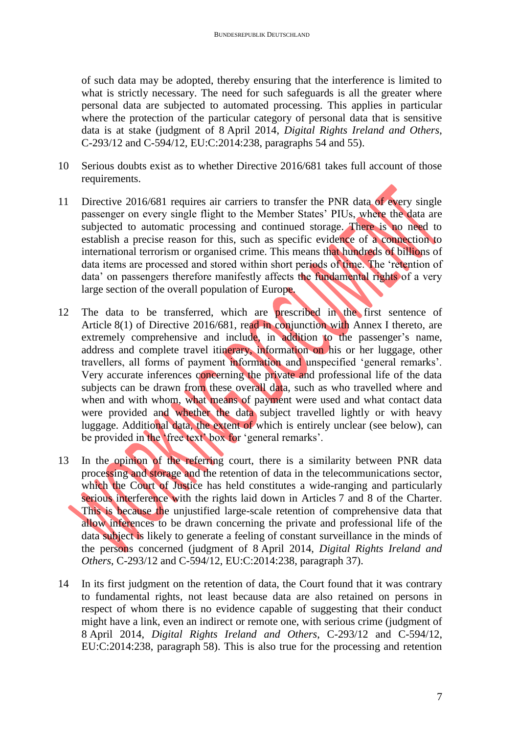of such data may be adopted, thereby ensuring that the interference is limited to what is strictly necessary. The need for such safeguards is all the greater where personal data are subjected to automated processing. This applies in particular where the protection of the particular category of personal data that is sensitive data is at stake (judgment of 8 April 2014, *Digital Rights Ireland and Others*, C-293/12 and C-594/12, EU:C:2014:238, paragraphs 54 and 55).

10 Serious doubts exist as to whether Directive 2016/681 takes full account of those requirements.

11 Directive 2016/681 requires air carriers to transfer the PNR data of every single passenger on every single flight to the Member States' PIUs, where the data are subjected to automatic processing and continued storage. There is no need to establish a precise reason for this, such as specific evidence of a connection to international terrorism or organised crime. This means that hundreds of billions of data items are processed and stored within short periods of time. The 'retention of data' on passengers therefore manifestly affects the fundamental rights of a very large section of the overall population of Europe.

12 The data to be transferred, which are prescribed in the first sentence of Article 8(1) of Directive 2016/681, read in conjunction with Annex I thereto, are extremely comprehensive and include, in addition to the passenger's name, address and complete travel itinerary, information on his or her luggage, other travellers, all forms of payment information and unspecified 'general remarks'. Very accurate inferences concerning the private and professional life of the data subjects can be drawn from these overall data, such as who travelled where and when and with whom, what means of payment were used and what contact data were provided and whether the data subject travelled lightly or with heavy luggage. Additional data, the extent of which is entirely unclear (see below), can be provided in the 'free text' box for 'general remarks'.

13 In the opinion of the referring court, there is a similarity between PNR data processing and storage and the retention of data in the telecommunications sector, which the Court of Justice has held constitutes a wide-ranging and particularly serious interference with the rights laid down in Articles 7 and 8 of the Charter. This is because the unjustified large-scale retention of comprehensive data that allow inferences to be drawn concerning the private and professional life of the data subject is likely to generate a feeling of constant surveillance in the minds of the persons concerned (judgment of 8 April 2014, *Digital Rights Ireland and Others*, C-293/12 and C-594/12, EU:C:2014:238, paragraph 37).

14 In its first judgment on the retention of data, the Court found that it was contrary to fundamental rights, not least because data are also retained on persons in respect of whom there is no evidence capable of suggesting that their conduct might have a link, even an indirect or remote one, with serious crime (judgment of 8 April 2014, *Digital Rights Ireland and Others*, C-293/12 and C-594/12, EU:C:2014:238, paragraph 58). This is also true for the processing and retention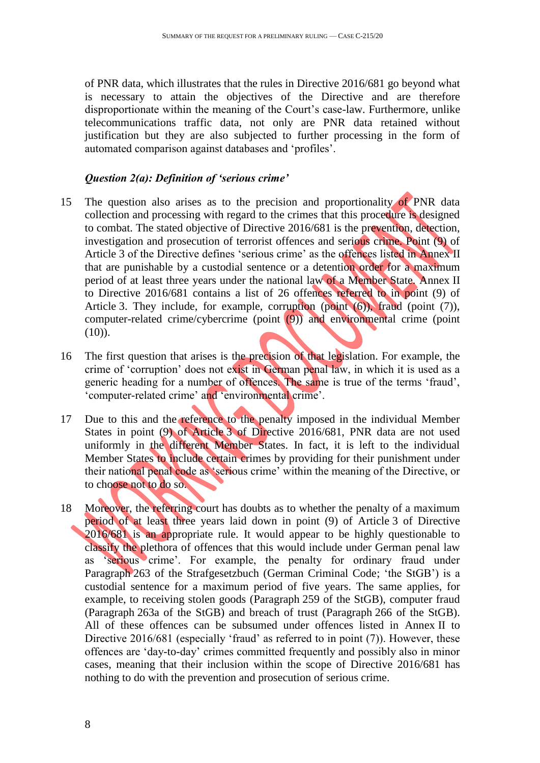of PNR data, which illustrates that the rules in Directive 2016/681 go beyond what is necessary to attain the objectives of the Directive and are therefore disproportionate within the meaning of the Court's case-law. Furthermore, unlike telecommunications traffic data, not only are PNR data retained without justification but they are also subjected to further processing in the form of automated comparison against databases and 'profiles'.

### *Question 2(a): Definition of 'serious crime'*

15 The question also arises as to the precision and proportionality of PNR data collection and processing with regard to the crimes that this procedure is designed to combat. The stated objective of Directive 2016/681 is the prevention, detection, investigation and prosecution of terrorist offences and serious crime. Point (9) of Article 3 of the Directive defines 'serious crime' as the offences listed in Annex II that are punishable by a custodial sentence or a detention order for a maximum period of at least three years under the national law of a Member State. Annex II to Directive 2016/681 contains a list of 26 offences referred to in point (9) of Article 3. They include, for example, corruption (point (6)), fraud (point (7)), computer-related crime/cybercrime (point (9)) and environmental crime (point (10)).

16 The first question that arises is the precision of that legislation. For example, the crime of 'corruption' does not exist in German penal law, in which it is used as a generic heading for a number of offences. The same is true of the terms 'fraud', 'computer-related crime' and 'environmental crime'.

17 Due to this and the reference to the penalty imposed in the individual Member States in point (9) of Article 3 of Directive 2016/681, PNR data are not used uniformly in the different Member States. In fact, it is left to the individual Member States to include certain crimes by providing for their punishment under their national penal code as 'serious crime' within the meaning of the Directive, or to choose not to do so.

18 Moreover, the referring court has doubts as to whether the penalty of a maximum period of at least three years laid down in point (9) of Article 3 of Directive 2016/681 is an appropriate rule. It would appear to be highly questionable to classify the plethora of offences that this would include under German penal law as 'serious' crime'. For example, the penalty for ordinary fraud under Paragraph 263 of the Strafgesetzbuch (German Criminal Code; 'the StGB') is a custodial sentence for a maximum period of five years. The same applies, for example, to receiving stolen goods (Paragraph 259 of the StGB), computer fraud (Paragraph 263a of the StGB) and breach of trust (Paragraph 266 of the StGB). All of these offences can be subsumed under offences listed in Annex II to Directive 2016/681 (especially 'fraud' as referred to in point (7)). However, these offences are 'day-to-day' crimes committed frequently and possibly also in minor cases, meaning that their inclusion within the scope of Directive 2016/681 has nothing to do with the prevention and prosecution of serious crime.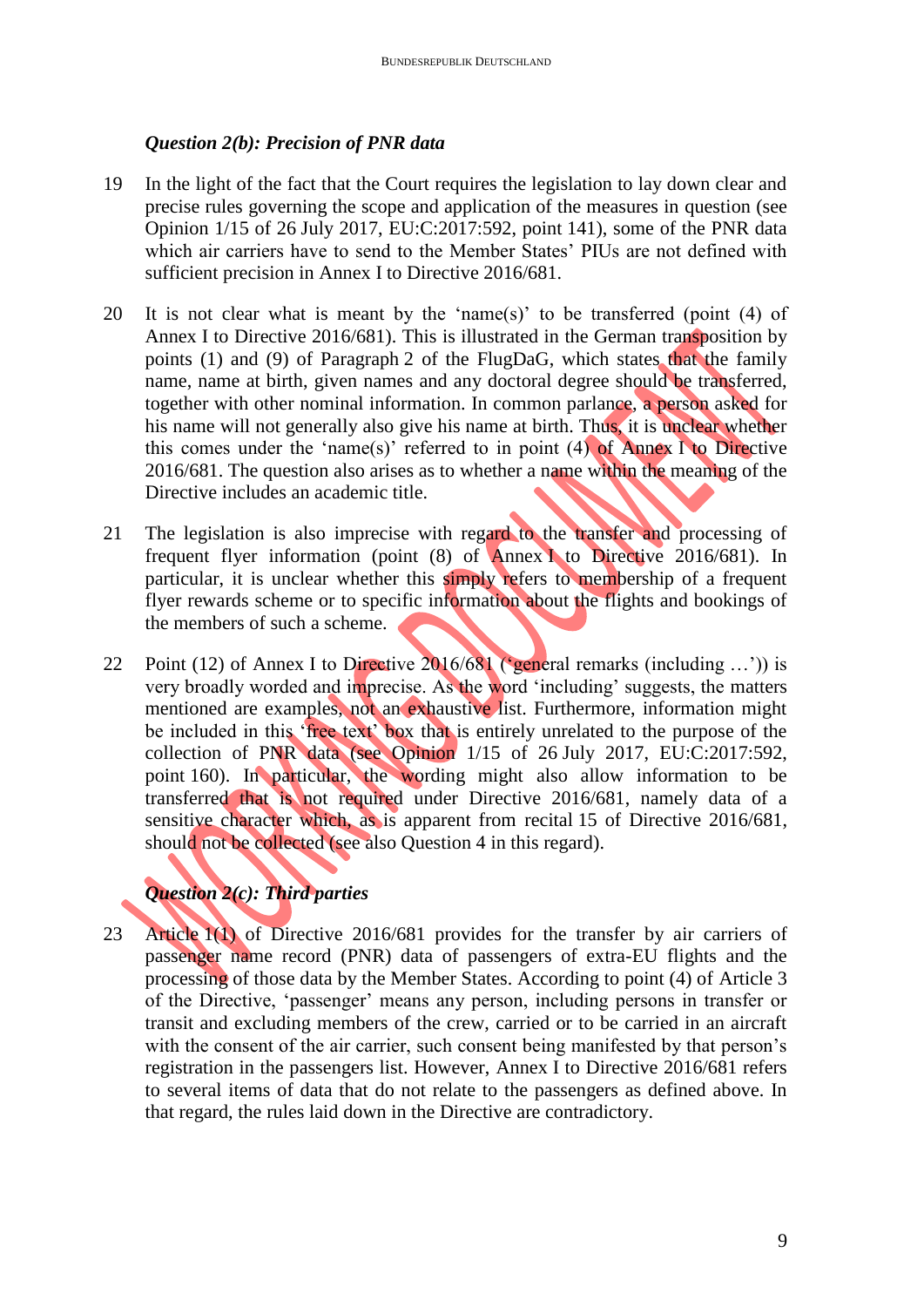### *Question 2(b): Precision of PNR data*

19 In the light of the fact that the Court requires the legislation to lay down clear and precise rules governing the scope and application of the measures in question (see Opinion 1/15 of 26 July 2017, EU:C:2017:592, point 141), some of the PNR data which air carriers have to send to the Member States' PIUs are not defined with sufficient precision in Annex I to Directive 2016/681.

20 It is not clear what is meant by the 'name(s)' to be transferred (point (4) of Annex I to Directive 2016/681). This is illustrated in the German transposition by points (1) and (9) of Paragraph 2 of the FlugDaG, which states that the family name, name at birth, given names and any doctoral degree should be transferred, together with other nominal information. In common parlance, a person asked for his name will not generally also give his name at birth. Thus, it is unclear whether this comes under the 'name(s)' referred to in point (4) of Annex I to Directive 2016/681. The question also arises as to whether a name within the meaning of the Directive includes an academic title.

21 The legislation is also imprecise with regard to the transfer and processing of frequent flyer information (point (8) of Annex I to Directive 2016/681). In particular, it is unclear whether this simply refers to membership of a frequent flyer rewards scheme or to specific information about the flights and bookings of the members of such a scheme.

22 Point (12) of Annex I to Directive 2016/681 ('general remarks (including …')) is very broadly worded and imprecise. As the word 'including' suggests, the matters mentioned are examples, not an exhaustive list. Furthermore, information might be included in this 'free text' box that is entirely unrelated to the purpose of the collection of PNR data (see Opinion 1/15 of 26 July 2017, EU:C:2017:592, point 160). In particular, the wording might also allow information to be transferred that is not required under Directive 2016/681, namely data of a sensitive character which, as is apparent from recital 15 of Directive 2016/681, should not be collected (see also Question 4 in this regard).

### *Question 2(c): Third parties*

23 Article 1(1) of Directive 2016/681 provides for the transfer by air carriers of passenger name record (PNR) data of passengers of extra-EU flights and the processing of those data by the Member States. According to point (4) of Article 3 of the Directive, 'passenger' means any person, including persons in transfer or transit and excluding members of the crew, carried or to be carried in an aircraft with the consent of the air carrier, such consent being manifested by that person's registration in the passengers list. However, Annex I to Directive 2016/681 refers to several items of data that do not relate to the passengers as defined above. In that regard, the rules laid down in the Directive are contradictory.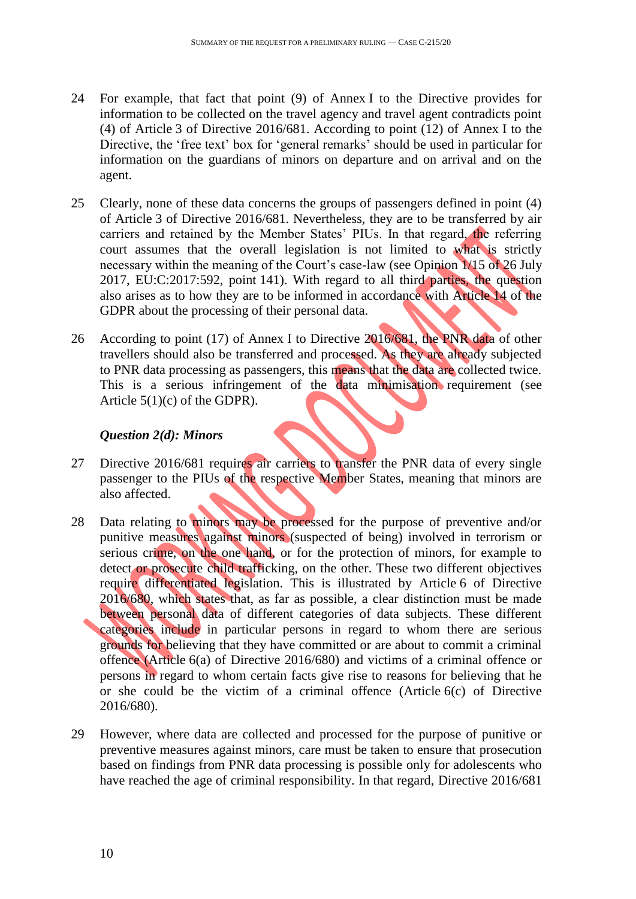24 For example, that fact that point (9) of Annex I to the Directive provides for information to be collected on the travel agency and travel agent contradicts point (4) of Article 3 of Directive 2016/681. According to point (12) of Annex I to the Directive, the 'free text' box for 'general remarks' should be used in particular for information on the guardians of minors on departure and on arrival and on the agent.

25 Clearly, none of these data concerns the groups of passengers defined in point (4) of Article 3 of Directive 2016/681. Nevertheless, they are to be transferred by air carriers and retained by the Member States' PIUs. In that regard, the referring court assumes that the overall legislation is not limited to what is strictly necessary within the meaning of the Court's case-law (see Opinion 1/15 of 26 July 2017, EU:C:2017:592, point 141). With regard to all third parties, the question also arises as to how they are to be informed in accordance with Article 14 of the GDPR about the processing of their personal data.

26 According to point (17) of Annex I to Directive 2016/681, the PNR data of other travellers should also be transferred and processed. As they are already subjected to PNR data processing as passengers, this means that the data are collected twice. This is a serious infringement of the data minimisation requirement (see Article 5(1)(c) of the GDPR).

***Question 2(d): Minors***

27 Directive 2016/681 requires air carriers to transfer the PNR data of every single passenger to the PIUs of the respective Member States, meaning that minors are also affected.

28 Data relating to minors may be processed for the purpose of preventive and/or punitive measures against minors (suspected of being) involved in terrorism or serious crime, on the one hand, or for the protection of minors, for example to detect or prosecute child trafficking, on the other. These two different objectives require differentiated legislation. This is illustrated by Article 6 of Directive 2016/680, which states that, as far as possible, a clear distinction must be made between personal data of different categories of data subjects. These different categories include in particular persons in regard to whom there are serious grounds for believing that they have committed or are about to commit a criminal offence (Article 6(a) of Directive 2016/680) and victims of a criminal offence or persons in regard to whom certain facts give rise to reasons for believing that he or she could be the victim of a criminal offence (Article 6(c) of Directive 2016/680).

29 However, where data are collected and processed for the purpose of punitive or preventive measures against minors, care must be taken to ensure that prosecution based on findings from PNR data processing is possible only for adolescents who have reached the age of criminal responsibility. In that regard, Directive 2016/681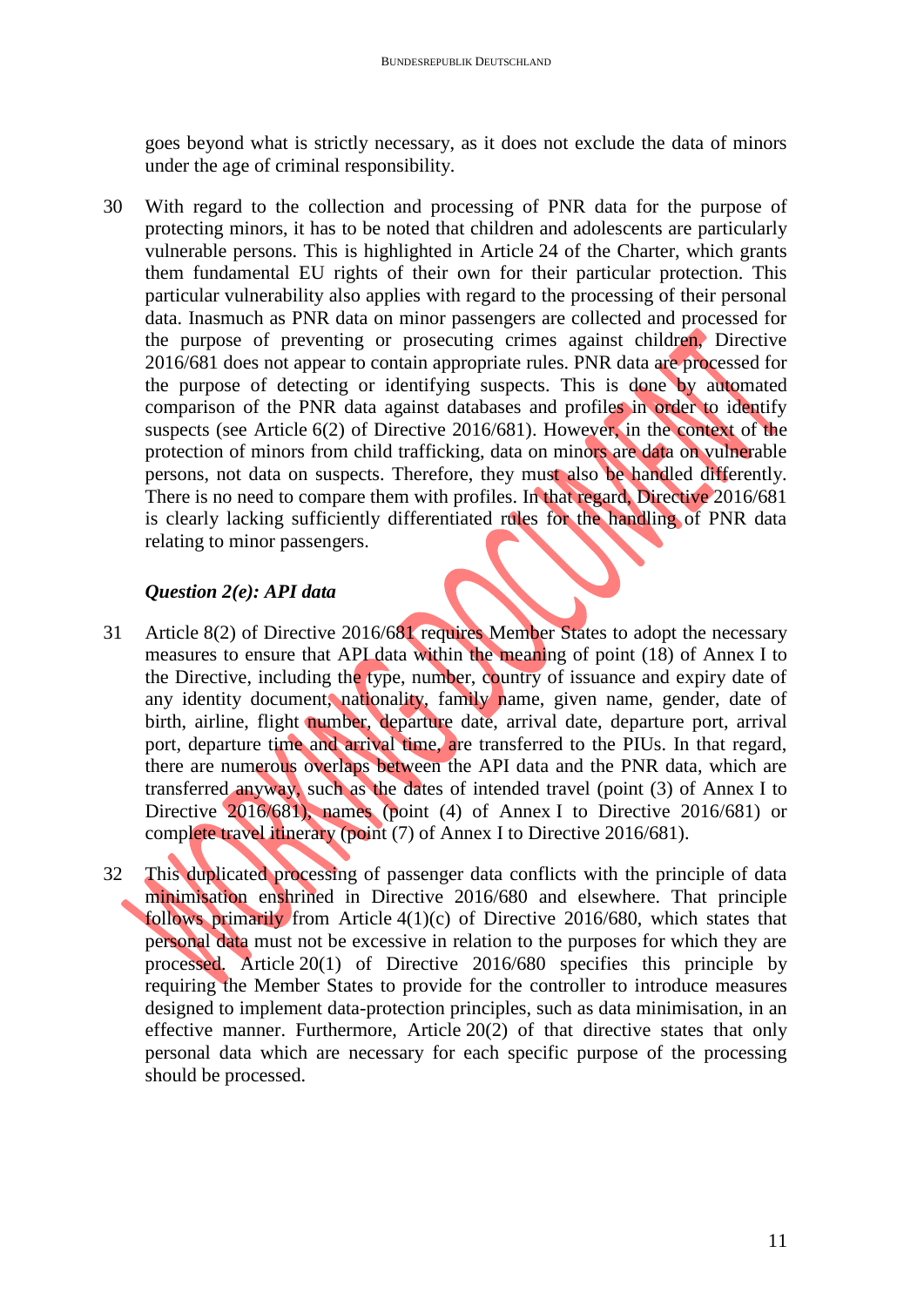goes beyond what is strictly necessary, as it does not exclude the data of minors under the age of criminal responsibility.

30 With regard to the collection and processing of PNR data for the purpose of protecting minors, it has to be noted that children and adolescents are particularly vulnerable persons. This is highlighted in Article 24 of the Charter, which grants them fundamental EU rights of their own for their particular protection. This particular vulnerability also applies with regard to the processing of their personal data. Inasmuch as PNR data on minor passengers are collected and processed for the purpose of preventing or prosecuting crimes against children, Directive 2016/681 does not appear to contain appropriate rules. PNR data are processed for the purpose of detecting or identifying suspects. This is done by automated comparison of the PNR data against databases and profiles in order to identify suspects (see Article 6(2) of Directive 2016/681). However, in the context of the protection of minors from child trafficking, data on minors are data on vulnerable persons, not data on suspects. Therefore, they must also be handled differently. There is no need to compare them with profiles. In that regard, Directive 2016/681 is clearly lacking sufficiently differentiated rules for the handling of PNR data relating to minor passengers.

### *Question 2(e): API data*

31 Article 8(2) of Directive 2016/681 requires Member States to adopt the necessary measures to ensure that API data within the meaning of point (18) of Annex I to the Directive, including the type, number, country of issuance and expiry date of any identity document, nationality, family name, given name, gender, date of birth, airline, flight number, departure date, arrival date, departure port, arrival port, departure time and arrival time, are transferred to the PIUs. In that regard, there are numerous overlaps between the API data and the PNR data, which are transferred anyway, such as the dates of intended travel (point (3) of Annex I to Directive 2016/681), names (point (4) of Annex I to Directive 2016/681) or complete travel itinerary (point (7) of Annex I to Directive 2016/681).

32 This duplicated processing of passenger data conflicts with the principle of data minimisation enshrined in Directive 2016/680 and elsewhere. That principle follows primarily from Article 4(1)(c) of Directive 2016/680, which states that personal data must not be excessive in relation to the purposes for which they are processed. Article 20(1) of Directive 2016/680 specifies this principle by requiring the Member States to provide for the controller to introduce measures designed to implement data-protection principles, such as data minimisation, in an effective manner. Furthermore, Article 20(2) of that directive states that only personal data which are necessary for each specific purpose of the processing should be processed.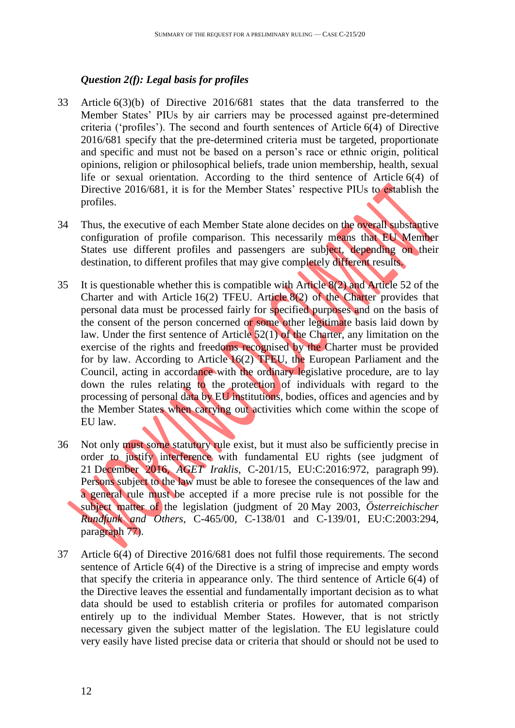### *Question 2(f): Legal basis for profiles*

33 Article 6(3)(b) of Directive 2016/681 states that the data transferred to the Member States' PIUs by air carriers may be processed against pre-determined criteria ('profiles'). The second and fourth sentences of Article 6(4) of Directive 2016/681 specify that the pre-determined criteria must be targeted, proportionate and specific and must not be based on a person's race or ethnic origin, political opinions, religion or philosophical beliefs, trade union membership, health, sexual life or sexual orientation. According to the third sentence of Article 6(4) of Directive 2016/681, it is for the Member States' respective PIUs to establish the profiles.

34 Thus, the executive of each Member State alone decides on the overall substantive configuration of profile comparison. This necessarily means that EU Member States use different profiles and passengers are subject, depending on their destination, to different profiles that may give completely different results.

35 It is questionable whether this is compatible with Article 8(2) and Article 52 of the Charter and with Article 16(2) TFEU. Article 8(2) of the Charter provides that personal data must be processed fairly for specified purposes and on the basis of the consent of the person concerned or some other legitimate basis laid down by law. Under the first sentence of Article 52(1) of the Charter, any limitation on the exercise of the rights and freedoms recognised by the Charter must be provided for by law. According to Article 16(2) TFEU, the European Parliament and the Council, acting in accordance with the ordinary legislative procedure, are to lay down the rules relating to the protection of individuals with regard to the processing of personal data by EU institutions, bodies, offices and agencies and by the Member States when carrying out activities which come within the scope of EU law.

36 Not only must some statutory rule exist, but it must also be sufficiently precise in order to justify interference with fundamental EU rights (see judgment of 21 December 2016, *AGET Iraklis*, C-201/15, EU:C:2016:972, paragraph 99). Persons subject to the law must be able to foresee the consequences of the law and a general rule must be accepted if a more precise rule is not possible for the subject matter of the legislation (judgment of 20 May 2003, *Österreichischer Rundfunk and Others*, C-465/00, C-138/01 and C-139/01, EU:C:2003:294, paragraph 77).

37 Article 6(4) of Directive 2016/681 does not fulfil those requirements. The second sentence of Article 6(4) of the Directive is a string of imprecise and empty words that specify the criteria in appearance only. The third sentence of Article 6(4) of the Directive leaves the essential and fundamentally important decision as to what data should be used to establish criteria or profiles for automated comparison entirely up to the individual Member States. However, that is not strictly necessary given the subject matter of the legislation. The EU legislature could very easily have listed precise data or criteria that should or should not be used to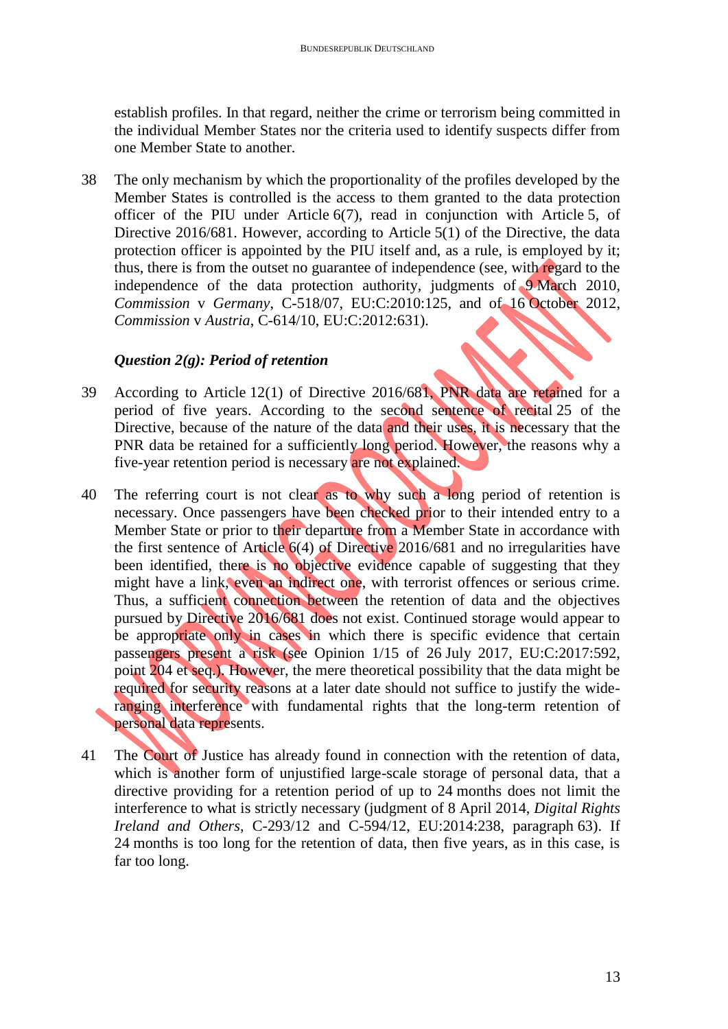establish profiles. In that regard, neither the crime or terrorism being committed in the individual Member States nor the criteria used to identify suspects differ from one Member State to another.

38 The only mechanism by which the proportionality of the profiles developed by the Member States is controlled is the access to them granted to the data protection officer of the PIU under Article 6(7), read in conjunction with Article 5, of Directive 2016/681. However, according to Article 5(1) of the Directive, the data protection officer is appointed by the PIU itself and, as a rule, is employed by it; thus, there is from the outset no guarantee of independence (see, with regard to the independence of the data protection authority, judgments of 9 March 2010, *Commission* v *Germany*, C-518/07, EU:C:2010:125, and of 16 October 2012, *Commission* v *Austria*, C-614/10, EU:C:2012:631).

### *Question 2(g): Period of retention*

39 According to Article 12(1) of Directive 2016/681, PNR data are retained for a period of five years. According to the second sentence of recital 25 of the Directive, because of the nature of the data and their uses, it is necessary that the PNR data be retained for a sufficiently long period. However, the reasons why a five-year retention period is necessary are not explained.

40 The referring court is not clear as to why such a long period of retention is necessary. Once passengers have been checked prior to their intended entry to a Member State or prior to their departure from a Member State in accordance with the first sentence of Article 6(4) of Directive 2016/681 and no irregularities have been identified, there is no objective evidence capable of suggesting that they might have a link, even an indirect one, with terrorist offences or serious crime. Thus, a sufficient connection between the retention of data and the objectives pursued by Directive 2016/681 does not exist. Continued storage would appear to be appropriate only in cases in which there is specific evidence that certain passengers present a risk (see Opinion 1/15 of 26 July 2017, EU:C:2017:592, point 204 et seq.). However, the mere theoretical possibility that the data might be required for security reasons at a later date should not suffice to justify the wide-ranging interference with fundamental rights that the long-term retention of personal data represents.

41 The Court of Justice has already found in connection with the retention of data, which is another form of unjustified large-scale storage of personal data, that a directive providing for a retention period of up to 24 months does not limit the interference to what is strictly necessary (judgment of 8 April 2014, *Digital Rights Ireland and Others*, C-293/12 and C-594/12, EU:2014:238, paragraph 63). If 24 months is too long for the retention of data, then five years, as in this case, is far too long.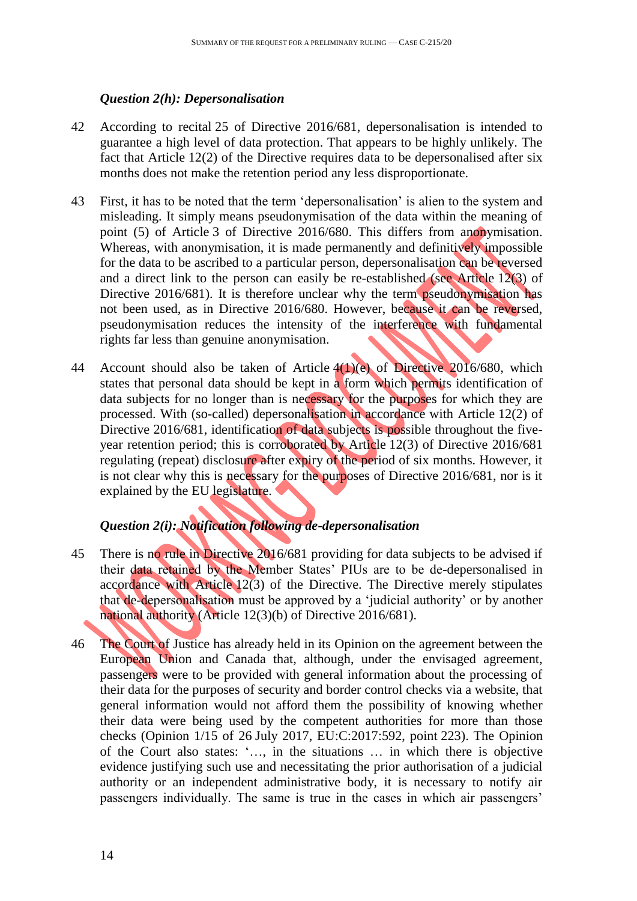### *Question 2(h): Depersonalisation*

42 According to recital 25 of Directive 2016/681, depersonalisation is intended to guarantee a high level of data protection. That appears to be highly unlikely. The fact that Article 12(2) of the Directive requires data to be depersonalised after six months does not make the retention period any less disproportionate.

43 First, it has to be noted that the term 'depersonalisation' is alien to the system and misleading. It simply means pseudonymisation of the data within the meaning of point (5) of Article 3 of Directive 2016/680. This differs from anonymisation. Whereas, with anonymisation, it is made permanently and definitively impossible for the data to be ascribed to a particular person, depersonalisation can be reversed and a direct link to the person can easily be re-established (see Article 12(3) of Directive 2016/681). It is therefore unclear why the term pseudonymisation has not been used, as in Directive 2016/680. However, because it can be reversed, pseudonymisation reduces the intensity of the interference with fundamental rights far less than genuine anonymisation.

44 Account should also be taken of Article 4(1)(e) of Directive 2016/680, which states that personal data should be kept in a form which permits identification of data subjects for no longer than is necessary for the purposes for which they are processed. With (so-called) depersonalisation in accordance with Article 12(2) of Directive 2016/681, identification of data subjects is possible throughout the five-year retention period; this is corroborated by Article 12(3) of Directive 2016/681 regulating (repeat) disclosure after expiry of the period of six months. However, it is not clear why this is necessary for the purposes of Directive 2016/681, nor is it explained by the EU legislature.

### *Question 2(i): Notification following de-depersonalisation*

45 There is no rule in Directive 2016/681 providing for data subjects to be advised if their data retained by the Member States' PIUs are to be de-depersonalised in accordance with Article 12(3) of the Directive. The Directive merely stipulates that de-depersonalisation must be approved by a 'judicial authority' or by another national authority (Article 12(3)(b) of Directive 2016/681).

46 The Court of Justice has already held in its Opinion on the agreement between the European Union and Canada that, although, under the envisaged agreement, passengers were to be provided with general information about the processing of their data for the purposes of security and border control checks via a website, that general information would not afford them the possibility of knowing whether their data were being used by the competent authorities for more than those checks (Opinion 1/15 of 26 July 2017, EU:C:2017:592, point 223). The Opinion of the Court also states: '…, in the situations … in which there is objective evidence justifying such use and necessitating the prior authorisation of a judicial authority or an independent administrative body, it is necessary to notify air passengers individually. The same is true in the cases in which air passengers'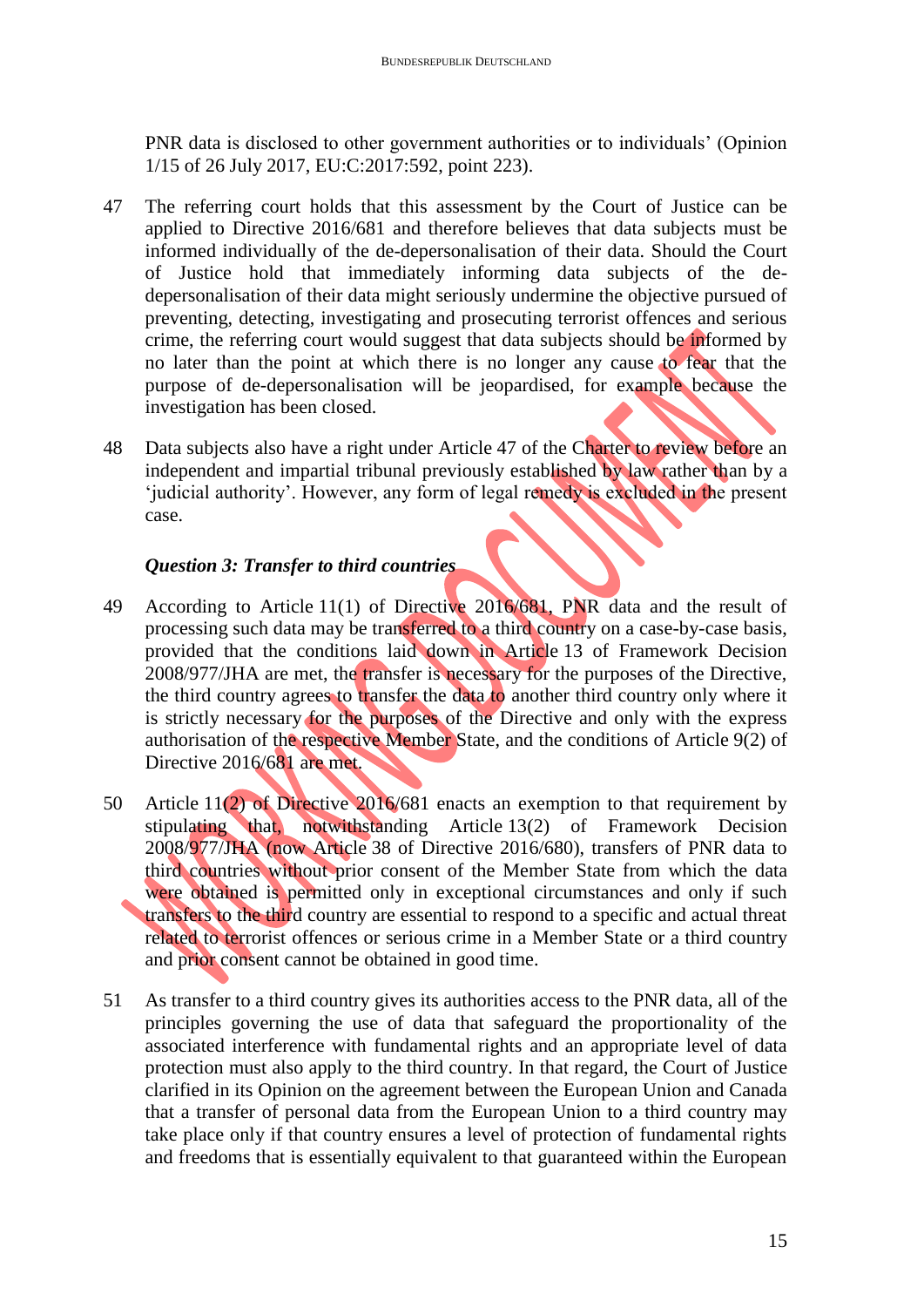PNR data is disclosed to other government authorities or to individuals' (Opinion 1/15 of 26 July 2017, EU:C:2017:592, point 223).

47 The referring court holds that this assessment by the Court of Justice can be applied to Directive 2016/681 and therefore believes that data subjects must be informed individually of the de-depersonalisation of their data. Should the Court of Justice hold that immediately informing data subjects of the de-depersonalisation of their data might seriously undermine the objective pursued of preventing, detecting, investigating and prosecuting terrorist offences and serious crime, the referring court would suggest that data subjects should be informed by no later than the point at which there is no longer any cause to fear that the purpose of de-depersonalisation will be jeopardised, for example because the investigation has been closed.

48 Data subjects also have a right under Article 47 of the Charter to review before an independent and impartial tribunal previously established by law rather than by a 'judicial authority'. However, any form of legal remedy is excluded in the present case.

### *Question 3: Transfer to third countries*

49 According to Article 11(1) of Directive 2016/681, PNR data and the result of processing such data may be transferred to a third country on a case-by-case basis, provided that the conditions laid down in Article 13 of Framework Decision 2008/977/JHA are met, the transfer is necessary for the purposes of the Directive, the third country agrees to transfer the data to another third country only where it is strictly necessary for the purposes of the Directive and only with the express authorisation of the respective Member State, and the conditions of Article 9(2) of Directive 2016/681 are met.

50 Article 11(2) of Directive 2016/681 enacts an exemption to that requirement by stipulating that, notwithstanding Article 13(2) of Framework Decision 2008/977/JHA (now Article 38 of Directive 2016/680), transfers of PNR data to third countries without prior consent of the Member State from which the data were obtained is permitted only in exceptional circumstances and only if such transfers to the third country are essential to respond to a specific and actual threat related to terrorist offences or serious crime in a Member State or a third country and prior consent cannot be obtained in good time.

51 As transfer to a third country gives its authorities access to the PNR data, all of the principles governing the use of data that safeguard the proportionality of the associated interference with fundamental rights and an appropriate level of data protection must also apply to the third country. In that regard, the Court of Justice clarified in its Opinion on the agreement between the European Union and Canada that a transfer of personal data from the European Union to a third country may take place only if that country ensures a level of protection of fundamental rights and freedoms that is essentially equivalent to that guaranteed within the European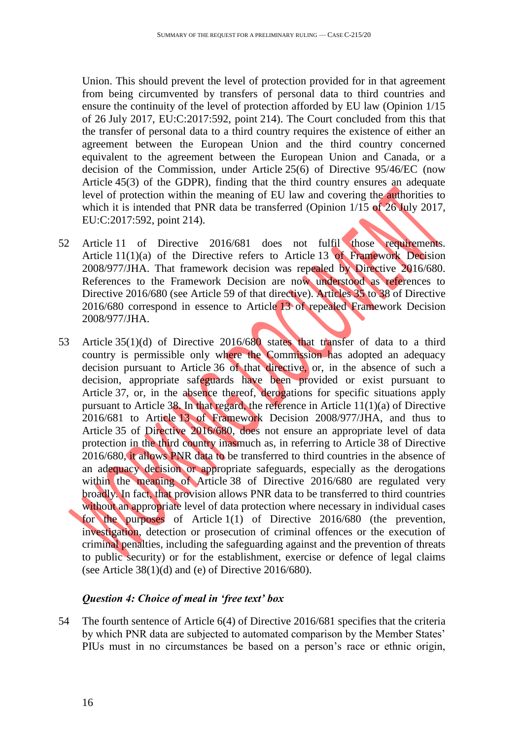Union. This should prevent the level of protection provided for in that agreement from being circumvented by transfers of personal data to third countries and ensure the continuity of the level of protection afforded by EU law (Opinion 1/15 of 26 July 2017, EU:C:2017:592, point 214). The Court concluded from this that the transfer of personal data to a third country requires the existence of either an agreement between the European Union and the third country concerned equivalent to the agreement between the European Union and Canada, or a decision of the Commission, under Article 25(6) of Directive 95/46/EC (now Article 45(3) of the GDPR), finding that the third country ensures an adequate level of protection within the meaning of EU law and covering the authorities to which it is intended that PNR data be transferred (Opinion 1/15 of 26 July 2017, EU:C:2017:592, point 214).

52 Article 11 of Directive 2016/681 does not fulfil those requirements. Article 11(1)(a) of the Directive refers to Article 13 of Framework Decision 2008/977/JHA. That framework decision was repealed by Directive 2016/680. References to the Framework Decision are now understood as references to Directive 2016/680 (see Article 59 of that directive). Articles 35 to 38 of Directive 2016/680 correspond in essence to Article 13 of repealed Framework Decision 2008/977/JHA.

53 Article 35(1)(d) of Directive 2016/680 states that transfer of data to a third country is permissible only where the Commission has adopted an adequacy decision pursuant to Article 36 of that directive, or, in the absence of such a decision, appropriate safeguards have been provided or exist pursuant to Article 37, or, in the absence thereof, derogations for specific situations apply pursuant to Article 38. In that regard, the reference in Article 11(1)(a) of Directive 2016/681 to Article 13 of Framework Decision 2008/977/JHA, and thus to Article 35 of Directive 2016/680, does not ensure an appropriate level of data protection in the third country inasmuch as, in referring to Article 38 of Directive 2016/680, it allows PNR data to be transferred to third countries in the absence of an adequacy decision or appropriate safeguards, especially as the derogations within the meaning of Article 38 of Directive 2016/680 are regulated very broadly. In fact, that provision allows PNR data to be transferred to third countries without an appropriate level of data protection where necessary in individual cases for the purposes of Article 1(1) of Directive 2016/680 (the prevention, investigation, detection or prosecution of criminal offences or the execution of criminal penalties, including the safeguarding against and the prevention of threats to public security) or for the establishment, exercise or defence of legal claims (see Article 38(1)(d) and (e) of Directive 2016/680).

### *Question 4: Choice of meal in 'free text' box*

54 The fourth sentence of Article 6(4) of Directive 2016/681 specifies that the criteria by which PNR data are subjected to automated comparison by the Member States' PIUs must in no circumstances be based on a person's race or ethnic origin,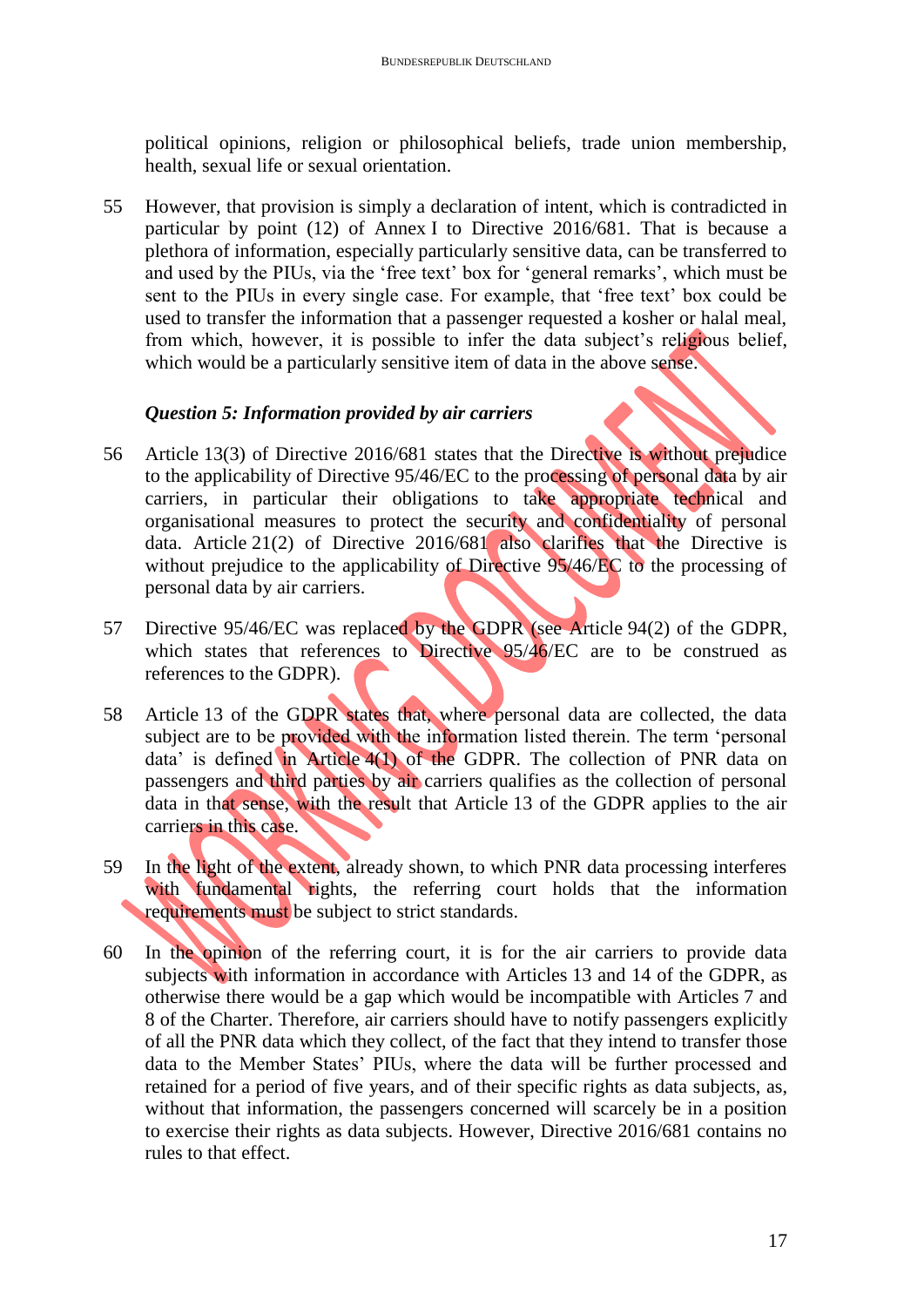political opinions, religion or philosophical beliefs, trade union membership, health, sexual life or sexual orientation.

55 However, that provision is simply a declaration of intent, which is contradicted in particular by point (12) of Annex I to Directive 2016/681. That is because a plethora of information, especially particularly sensitive data, can be transferred to and used by the PIUs, via the 'free text' box for 'general remarks', which must be sent to the PIUs in every single case. For example, that 'free text' box could be used to transfer the information that a passenger requested a kosher or halal meal, from which, however, it is possible to infer the data subject's religious belief, which would be a particularly sensitive item of data in the above sense.

### *Question 5: Information provided by air carriers*

56 Article 13(3) of Directive 2016/681 states that the Directive is without prejudice to the applicability of Directive 95/46/EC to the processing of personal data by air carriers, in particular their obligations to take appropriate technical and organisational measures to protect the security and confidentiality of personal data. Article 21(2) of Directive 2016/681 also clarifies that the Directive is without prejudice to the applicability of Directive 95/46/EC to the processing of personal data by air carriers.

57 Directive 95/46/EC was replaced by the GDPR (see Article 94(2) of the GDPR, which states that references to Directive 95/46/EC are to be construed as references to the GDPR).

58 Article 13 of the GDPR states that, where personal data are collected, the data subject are to be provided with the information listed therein. The term 'personal data' is defined in Article 4(1) of the GDPR. The collection of PNR data on passengers and third parties by air carriers qualifies as the collection of personal data in that sense, with the result that Article 13 of the GDPR applies to the air carriers in this case.

59 In the light of the extent, already shown, to which PNR data processing interferes with fundamental rights, the referring court holds that the information requirements must be subject to strict standards.

60 In the opinion of the referring court, it is for the air carriers to provide data subjects with information in accordance with Articles 13 and 14 of the GDPR, as otherwise there would be a gap which would be incompatible with Articles 7 and 8 of the Charter. Therefore, air carriers should have to notify passengers explicitly of all the PNR data which they collect, of the fact that they intend to transfer those data to the Member States' PIUs, where the data will be further processed and retained for a period of five years, and of their specific rights as data subjects, as, without that information, the passengers concerned will scarcely be in a position to exercise their rights as data subjects. However, Directive 2016/681 contains no rules to that effect.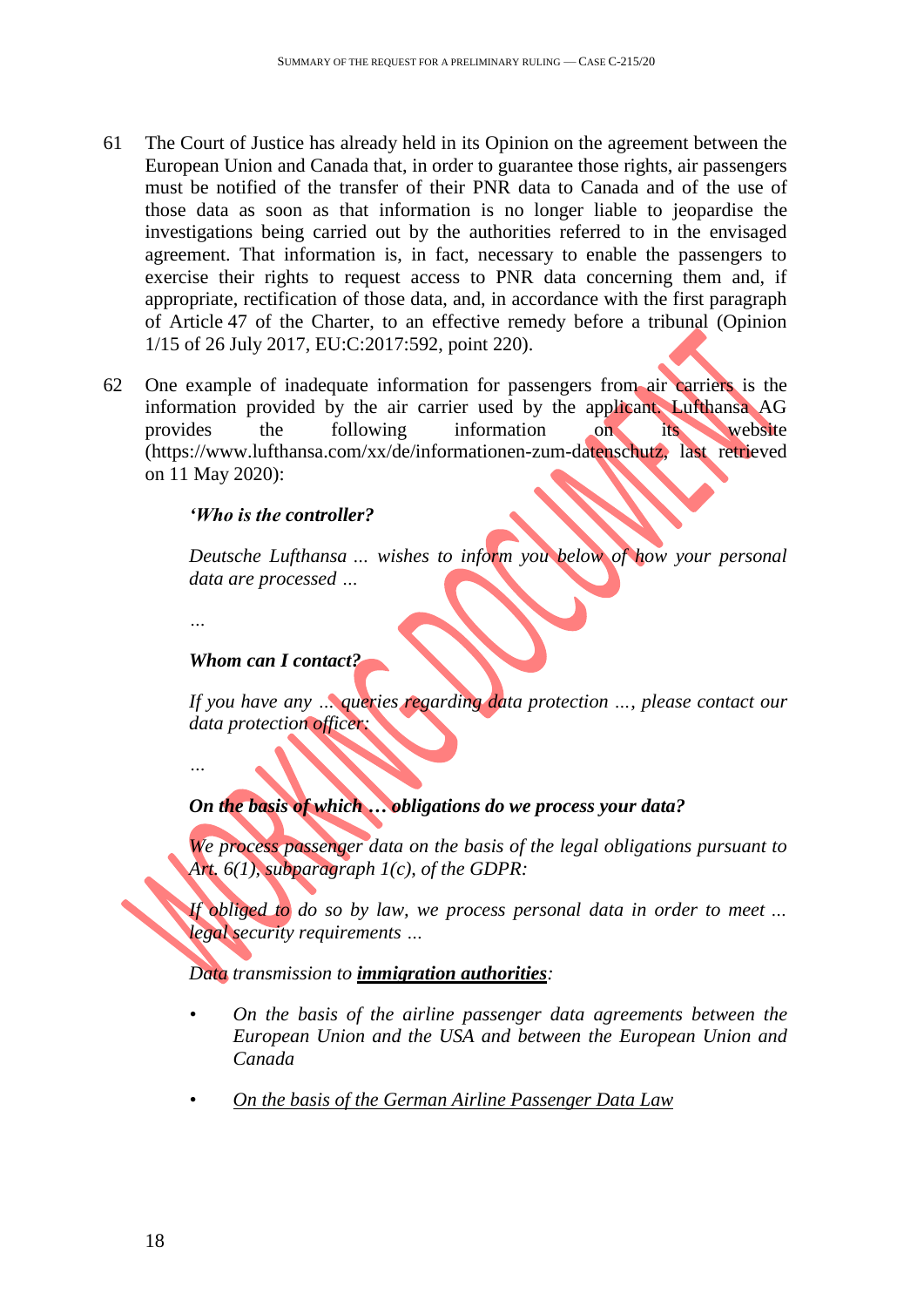61 The Court of Justice has already held in its Opinion on the agreement between the European Union and Canada that, in order to guarantee those rights, air passengers must be notified of the transfer of their PNR data to Canada and of the use of those data as soon as that information is no longer liable to jeopardise the investigations being carried out by the authorities referred to in the envisaged agreement. That information is, in fact, necessary to enable the passengers to exercise their rights to request access to PNR data concerning them and, if appropriate, rectification of those data, and, in accordance with the first paragraph of Article 47 of the Charter, to an effective remedy before a tribunal (Opinion 1/15 of 26 July 2017, EU:C:2017:592, point 220).

62 One example of inadequate information for passengers from air carriers is the information provided by the air carrier used by the applicant. Lufthansa AG provides the following information on its website (https://www.lufthansa.com/xx/de/informationen-zum-datenschutz, last retrieved on 11 May 2020):

> ***'Who is the controller?***
>
> *Deutsche Lufthansa … wishes to inform you below of how your personal data are processed …*
>
> *…*
>
> ***Whom can I contact?***
>
> *If you have any … queries regarding data protection …, please contact our data protection officer:*
>
> *…*
>
> ***On the basis of which … obligations do we process your data?***
>
> *We process passenger data on the basis of the legal obligations pursuant to Art. 6(1), subparagraph 1(c), of the GDPR:*
>
> *If obliged to do so by law, we process personal data in order to meet … legal security requirements …*
>
> *Data transmission to **<u>immigration authorities</u>**:*
>
> - *On the basis of the airline passenger data agreements between the European Union and the USA and between the European Union and Canada*
> - *<u>On the basis of the German Airline Passenger Data Law</u>*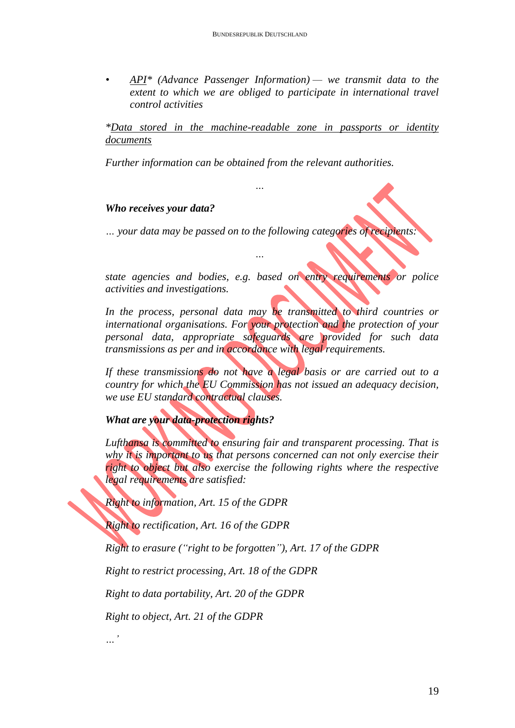- *<u>API</u>\* (Advance Passenger Information) — we transmit data to the extent to which we are obliged to participate in international travel control activities*

*\*<u>Data stored in the machine-readable zone in passports or identity documents</u>*

*Further information can be obtained from the relevant authorities.*

*…*

***Who receives your data?***

*… your data may be passed on to the following categories of recipients:*

*…*

*state agencies and bodies, e.g. based on entry requirements or police activities and investigations.*

*In the process, personal data may be transmitted to third countries or international organisations. For your protection and the protection of your personal data, appropriate safeguards are provided for such data transmissions as per and in accordance with legal requirements.*

*If these transmissions do not have a legal basis or are carried out to a country for which the EU Commission has not issued an adequacy decision, we use EU standard contractual clauses.*

***What are your data-protection rights?***

*Lufthansa is committed to ensuring fair and transparent processing. That is why it is important to us that persons concerned can not only exercise their right to object but also exercise the following rights where the respective legal requirements are satisfied:*

*Right to information, Art. 15 of the GDPR*

*Right to rectification, Art. 16 of the GDPR*

*Right to erasure ("right to be forgotten"), Art. 17 of the GDPR*

*Right to restrict processing, Art. 18 of the GDPR*

*Right to data portability, Art. 20 of the GDPR*

*Right to object, Art. 21 of the GDPR*

*…'*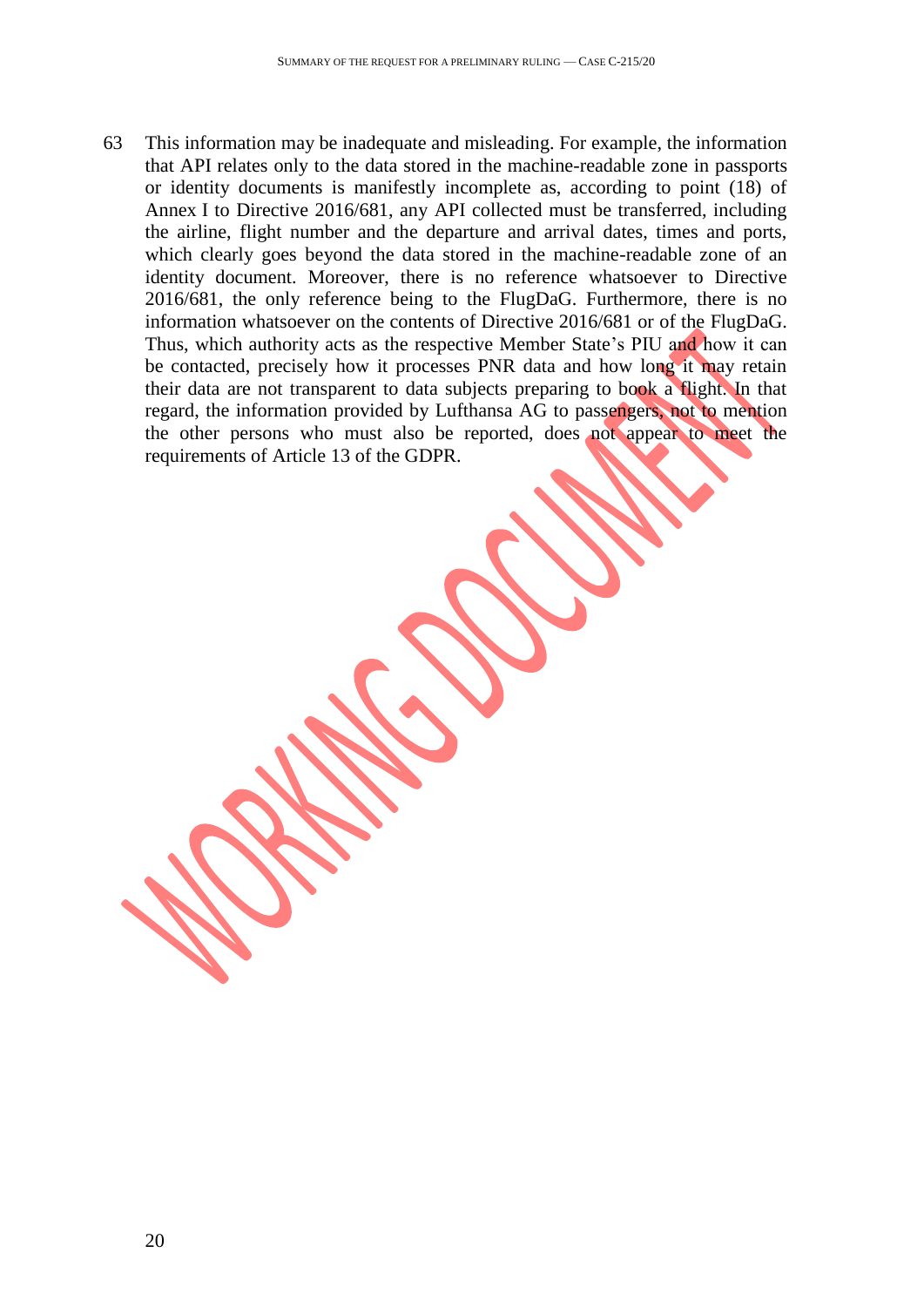63 This information may be inadequate and misleading. For example, the information that API relates only to the data stored in the machine-readable zone in passports or identity documents is manifestly incomplete as, according to point (18) of Annex I to Directive 2016/681, any API collected must be transferred, including the airline, flight number and the departure and arrival dates, times and ports, which clearly goes beyond the data stored in the machine-readable zone of an identity document. Moreover, there is no reference whatsoever to Directive 2016/681, the only reference being to the FlugDaG. Furthermore, there is no information whatsoever on the contents of Directive 2016/681 or of the FlugDaG. Thus, which authority acts as the respective Member State's PIU and how it can be contacted, precisely how it processes PNR data and how long it may retain their data are not transparent to data subjects preparing to book a flight. In that regard, the information provided by Lufthansa AG to passengers, not to mention the other persons who must also be reported, does not appear to meet the requirements of Article 13 of the GDPR.